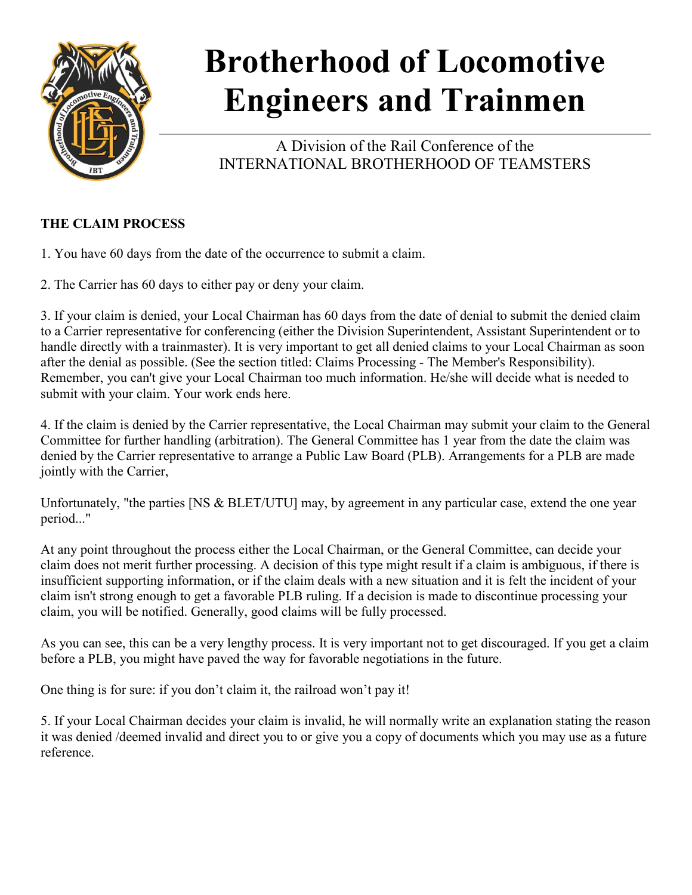# Brotherhood of Locomotive Engineers and Trainmen

A Division of the Rail Conference of the
INTERNATIONAL BROTHERHOOD OF TEAMSTERS

**THE CLAIM PROCESS**

1. You have 60 days from the date of the occurrence to submit a claim.

2. The Carrier has 60 days to either pay or deny your claim.

3. If your claim is denied, your Local Chairman has 60 days from the date of denial to submit the denied claim to a Carrier representative for conferencing (either the Division Superintendent, Assistant Superintendent or to handle directly with a trainmaster). It is very important to get all denied claims to your Local Chairman as soon after the denial as possible. (See the section titled: Claims Processing - The Member's Responsibility). Remember, you can't give your Local Chairman too much information. He/she will decide what is needed to submit with your claim. Your work ends here.

4. If the claim is denied by the Carrier representative, the Local Chairman may submit your claim to the General Committee for further handling (arbitration). The General Committee has 1 year from the date the claim was denied by the Carrier representative to arrange a Public Law Board (PLB). Arrangements for a PLB are made jointly with the Carrier,

Unfortunately, "the parties [NS & BLET/UTU] may, by agreement in any particular case, extend the one year period..."

At any point throughout the process either the Local Chairman, or the General Committee, can decide your claim does not merit further processing. A decision of this type might result if a claim is ambiguous, if there is insufficient supporting information, or if the claim deals with a new situation and it is felt the incident of your claim isn't strong enough to get a favorable PLB ruling. If a decision is made to discontinue processing your claim, you will be notified. Generally, good claims will be fully processed.

As you can see, this can be a very lengthy process. It is very important not to get discouraged. If you get a claim before a PLB, you might have paved the way for favorable negotiations in the future.

One thing is for sure: if you don't claim it, the railroad won't pay it!

5. If your Local Chairman decides your claim is invalid, he will normally write an explanation stating the reason it was denied /deemed invalid and direct you to or give you a copy of documents which you may use as a future reference.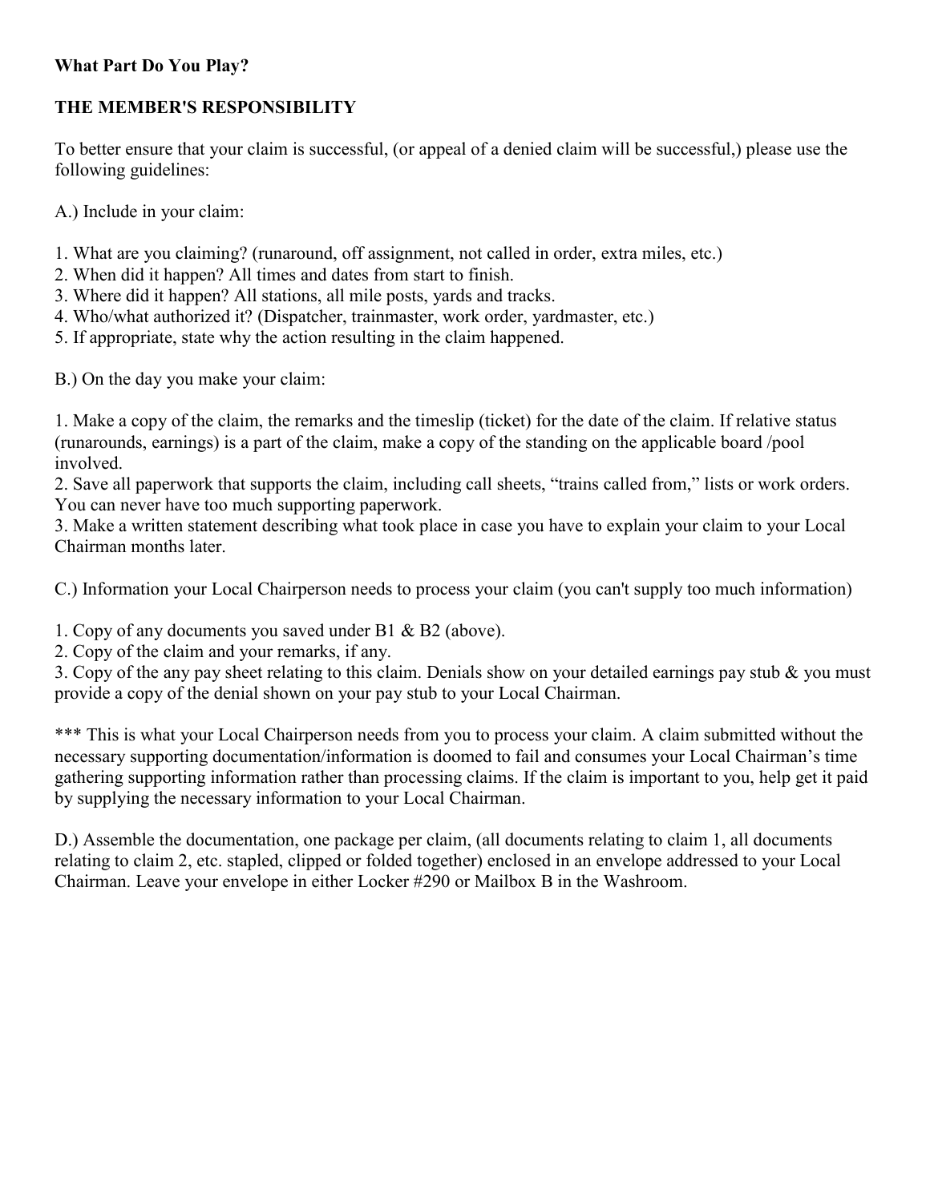**What Part Do You Play?**

**THE MEMBER'S RESPONSIBILITY**

To better ensure that your claim is successful, (or appeal of a denied claim will be successful,) please use the following guidelines:

A.) Include in your claim:

1. What are you claiming? (runaround, off assignment, not called in order, extra miles, etc.)
2. When did it happen? All times and dates from start to finish.
3. Where did it happen? All stations, all mile posts, yards and tracks.
4. Who/what authorized it? (Dispatcher, trainmaster, work order, yardmaster, etc.)
5. If appropriate, state why the action resulting in the claim happened.

B.) On the day you make your claim:

1. Make a copy of the claim, the remarks and the timeslip (ticket) for the date of the claim. If relative status (runarounds, earnings) is a part of the claim, make a copy of the standing on the applicable board /pool involved.
2. Save all paperwork that supports the claim, including call sheets, "trains called from," lists or work orders. You can never have too much supporting paperwork.
3. Make a written statement describing what took place in case you have to explain your claim to your Local Chairman months later.

C.) Information your Local Chairperson needs to process your claim (you can't supply too much information)

1. Copy of any documents you saved under B1 & B2 (above).
2. Copy of the claim and your remarks, if any.
3. Copy of the any pay sheet relating to this claim. Denials show on your detailed earnings pay stub & you must provide a copy of the denial shown on your pay stub to your Local Chairman.

*** This is what your Local Chairperson needs from you to process your claim. A claim submitted without the necessary supporting documentation/information is doomed to fail and consumes your Local Chairman's time gathering supporting information rather than processing claims. If the claim is important to you, help get it paid by supplying the necessary information to your Local Chairman.

D.) Assemble the documentation, one package per claim, (all documents relating to claim 1, all documents relating to claim 2, etc. stapled, clipped or folded together) enclosed in an envelope addressed to your Local Chairman. Leave your envelope in either Locker #290 or Mailbox B in the Washroom.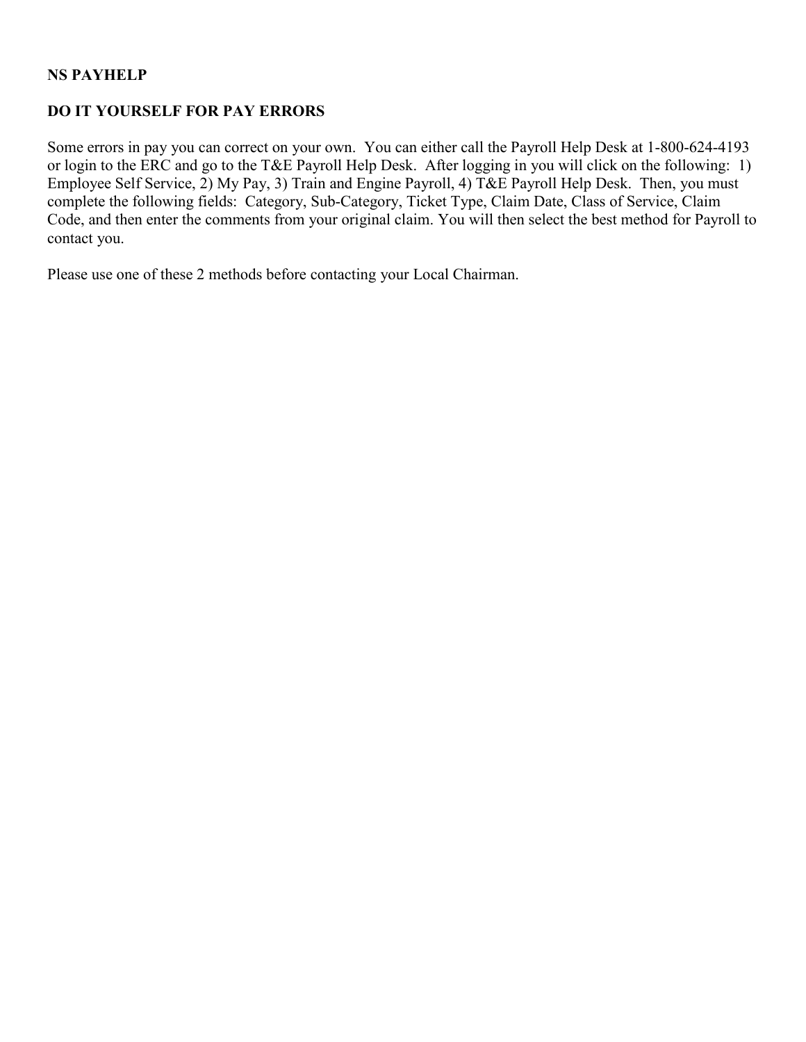**NS PAYHELP**

**DO IT YOURSELF FOR PAY ERRORS**

Some errors in pay you can correct on your own. You can either call the Payroll Help Desk at 1-800-624-4193 or login to the ERC and go to the T&E Payroll Help Desk. After logging in you will click on the following: 1) Employee Self Service, 2) My Pay, 3) Train and Engine Payroll, 4) T&E Payroll Help Desk. Then, you must complete the following fields: Category, Sub-Category, Ticket Type, Claim Date, Class of Service, Claim Code, and then enter the comments from your original claim. You will then select the best method for Payroll to contact you.

Please use one of these 2 methods before contacting your Local Chairman.